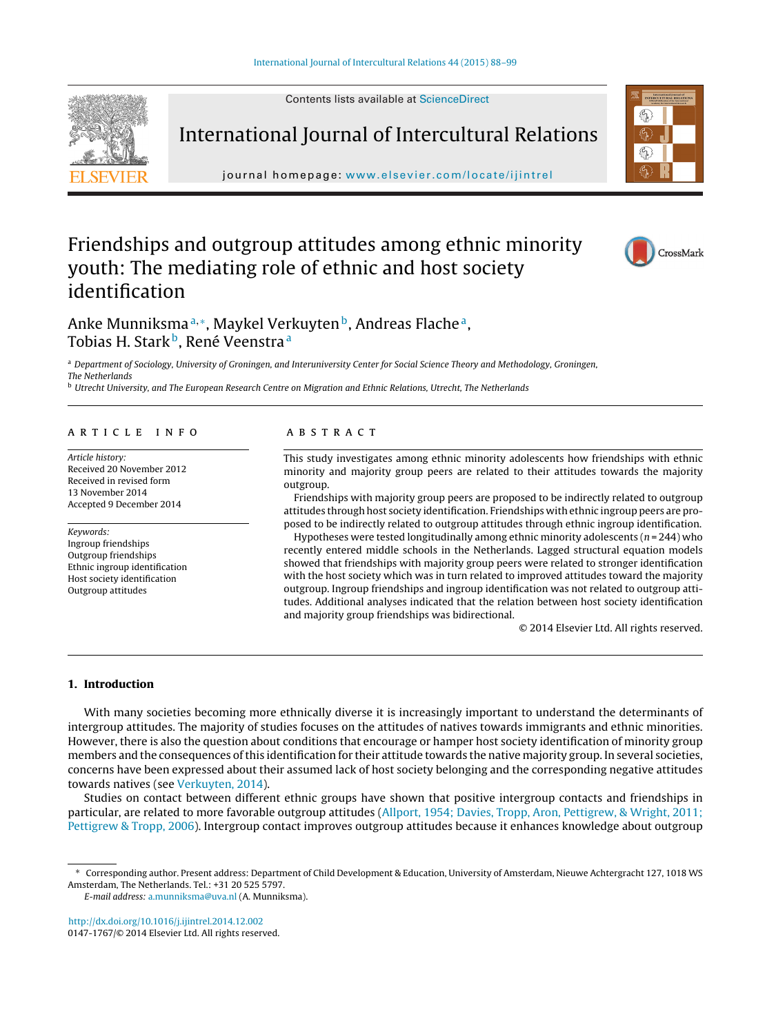# Friendships and outgroup attitudes among ethnic minority youth: The mediating role of ethnic and host society identification

Anke Munniksma[a,*], Maykel Verkuyten[b], Andreas Flache[a], Tobias H. Stark[b], René Veenstra[a]

[a] Department of Sociology, University of Groningen, and Interuniversity Center for Social Science Theory and Methodology, Groningen, The Netherlands

[b] Utrecht University, and The European Research Centre on Migration and Ethnic Relations, Utrecht, The Netherlands

## ARTICLE INFO

*Article history:*
Received 20 November 2012
Received in revised form
13 November 2014
Accepted 9 December 2014

*Keywords:*
Ingroup friendships
Outgroup friendships
Ethnic ingroup identification
Host society identification
Outgroup attitudes

## ABSTRACT

This study investigates among ethnic minority adolescents how friendships with ethnic minority and majority group peers are related to their attitudes towards the majority outgroup.

Friendships with majority group peers are proposed to be indirectly related to outgroup attitudes through host society identification. Friendships with ethnic ingroup peers are proposed to be indirectly related to outgroup attitudes through ethnic ingroup identification.

Hypotheses were tested longitudinally among ethnic minority adolescents ($n = 244$) who recently entered middle schools in the Netherlands. Lagged structural equation models showed that friendships with majority group peers were related to stronger identification with the host society which was in turn related to improved attitudes toward the majority outgroup. Ingroup friendships and ingroup identification was not related to outgroup attitudes. Additional analyses indicated that the relation between host society identification and majority group friendships was bidirectional.

© 2014 Elsevier Ltd. All rights reserved.

## 1. Introduction

With many societies becoming more ethnically diverse it is increasingly important to understand the determinants of intergroup attitudes. The majority of studies focuses on the attitudes of natives towards immigrants and ethnic minorities. However, there is also the question about conditions that encourage or hamper host society identification of minority group members and the consequences of this identification for their attitude towards the native majority group. In several societies, concerns have been expressed about their assumed lack of host society belonging and the corresponding negative attitudes towards natives (see Verkuyten, 2014).

Studies on contact between different ethnic groups have shown that positive intergroup contacts and friendships in particular, are related to more favorable outgroup attitudes (Allport, 1954; Davies, Tropp, Aron, Pettigrew, & Wright, 2011; Pettigrew & Tropp, 2006). Intergroup contact improves outgroup attitudes because it enhances knowledge about outgroup

---

* Corresponding author. Present address: Department of Child Development & Education, University of Amsterdam, Nieuwe Achtergracht 127, 1018 WS Amsterdam, The Netherlands. Tel.: +31 20 525 5797.

*E-mail address:* a.munniksma@uva.nl (A. Munniksma).

http://dx.doi.org/10.1016/j.ijintrel.2014.12.002
0147-1767/© 2014 Elsevier Ltd. All rights reserved.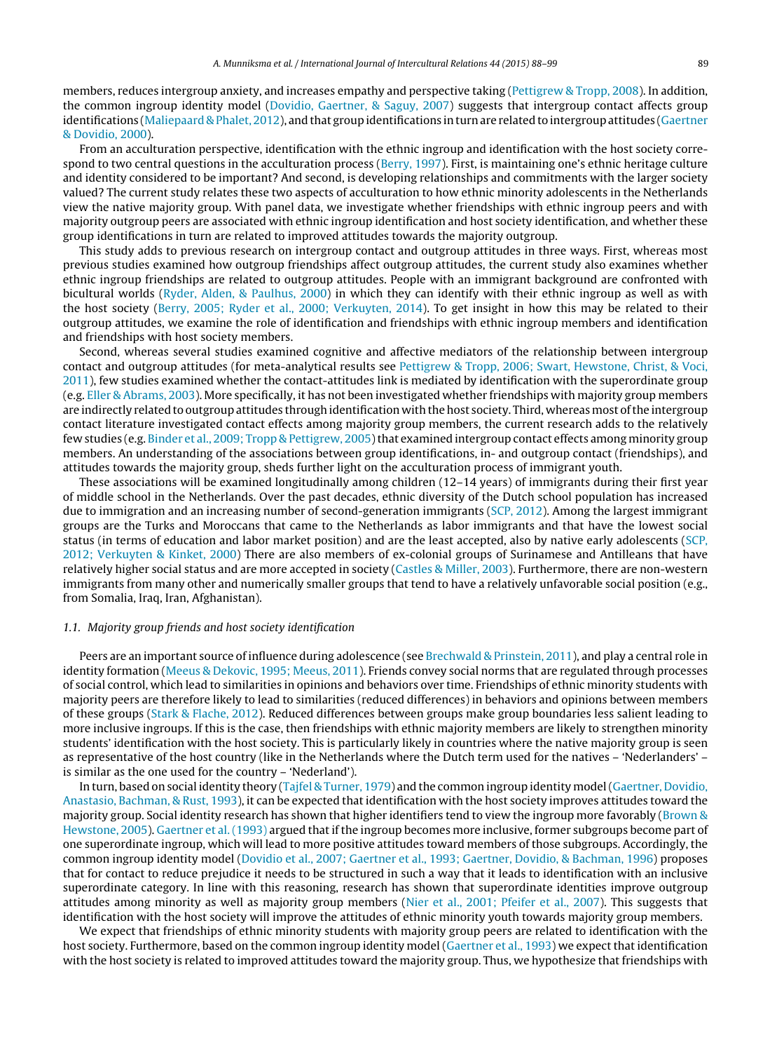members, reduces intergroup anxiety, and increases empathy and perspective taking (Pettigrew & Tropp, 2008). In addition, the common ingroup identity model (Dovidio, Gaertner, & Saguy, 2007) suggests that intergroup contact affects group identifications (Maliepaard & Phalet, 2012), and that group identifications in turn are related to intergroup attitudes (Gaertner & Dovidio, 2000).

From an acculturation perspective, identification with the ethnic ingroup and identification with the host society correspond to two central questions in the acculturation process (Berry, 1997). First, is maintaining one's ethnic heritage culture and identity considered to be important? And second, is developing relationships and commitments with the larger society valued? The current study relates these two aspects of acculturation to how ethnic minority adolescents in the Netherlands view the native majority group. With panel data, we investigate whether friendships with ethnic ingroup peers and with majority outgroup peers are associated with ethnic ingroup identification and host society identification, and whether these group identifications in turn are related to improved attitudes towards the majority outgroup.

This study adds to previous research on intergroup contact and outgroup attitudes in three ways. First, whereas most previous studies examined how outgroup friendships affect outgroup attitudes, the current study also examines whether ethnic ingroup friendships are related to outgroup attitudes. People with an immigrant background are confronted with bicultural worlds (Ryder, Alden, & Paulhus, 2000) in which they can identify with their ethnic ingroup as well as with the host society (Berry, 2005; Ryder et al., 2000; Verkuyten, 2014). To get insight in how this may be related to their outgroup attitudes, we examine the role of identification and friendships with ethnic ingroup members and identification and friendships with host society members.

Second, whereas several studies examined cognitive and affective mediators of the relationship between intergroup contact and outgroup attitudes (for meta-analytical results see Pettigrew & Tropp, 2006; Swart, Hewstone, Christ, & Voci, 2011), few studies examined whether the contact-attitudes link is mediated by identification with the superordinate group (e.g. Eller & Abrams, 2003). More specifically, it has not been investigated whether friendships with majority group members are indirectly related to outgroup attitudes through identification with the host society. Third, whereas most of the intergroup contact literature investigated contact effects among majority group members, the current research adds to the relatively few studies (e.g. Binder et al., 2009; Tropp & Pettigrew, 2005) that examined intergroup contact effects among minority group members. An understanding of the associations between group identifications, in- and outgroup contact (friendships), and attitudes towards the majority group, sheds further light on the acculturation process of immigrant youth.

These associations will be examined longitudinally among children (12–14 years) of immigrants during their first year of middle school in the Netherlands. Over the past decades, ethnic diversity of the Dutch school population has increased due to immigration and an increasing number of second-generation immigrants (SCP, 2012). Among the largest immigrant groups are the Turks and Moroccans that came to the Netherlands as labor immigrants and that have the lowest social status (in terms of education and labor market position) and are the least accepted, also by native early adolescents (SCP, 2012; Verkuyten & Kinket, 2000) There are also members of ex-colonial groups of Surinamese and Antilleans that have relatively higher social status and are more accepted in society (Castles & Miller, 2003). Furthermore, there are non-western immigrants from many other and numerically smaller groups that tend to have a relatively unfavorable social position (e.g., from Somalia, Iraq, Iran, Afghanistan).

### *1.1. Majority group friends and host society identification*

Peers are an important source of influence during adolescence (see Brechwald & Prinstein, 2011), and play a central role in identity formation (Meeus & Dekovic, 1995; Meeus, 2011). Friends convey social norms that are regulated through processes of social control, which lead to similarities in opinions and behaviors over time. Friendships of ethnic minority students with majority peers are therefore likely to lead to similarities (reduced differences) in behaviors and opinions between members of these groups (Stark & Flache, 2012). Reduced differences between groups make group boundaries less salient leading to more inclusive ingroups. If this is the case, then friendships with ethnic majority members are likely to strengthen minority students' identification with the host society. This is particularly likely in countries where the native majority group is seen as representative of the host country (like in the Netherlands where the Dutch term used for the natives – 'Nederlanders' – is similar as the one used for the country – 'Nederland').

In turn, based on social identity theory (Tajfel & Turner, 1979) and the common ingroup identity model (Gaertner, Dovidio, Anastasio, Bachman, & Rust, 1993), it can be expected that identification with the host society improves attitudes toward the majority group. Social identity research has shown that higher identifiers tend to view the ingroup more favorably (Brown & Hewstone, 2005). Gaertner et al. (1993) argued that if the ingroup becomes more inclusive, former subgroups become part of one superordinate ingroup, which will lead to more positive attitudes toward members of those subgroups. Accordingly, the common ingroup identity model (Dovidio et al., 2007; Gaertner et al., 1993; Gaertner, Dovidio, & Bachman, 1996) proposes that for contact to reduce prejudice it needs to be structured in such a way that it leads to identification with an inclusive superordinate category. In line with this reasoning, research has shown that superordinate identities improve outgroup attitudes among minority as well as majority group members (Nier et al., 2001; Pfeifer et al., 2007). This suggests that identification with the host society will improve the attitudes of ethnic minority youth towards majority group members.

We expect that friendships of ethnic minority students with majority group peers are related to identification with the host society. Furthermore, based on the common ingroup identity model (Gaertner et al., 1993) we expect that identification with the host society is related to improved attitudes toward the majority group. Thus, we hypothesize that friendships with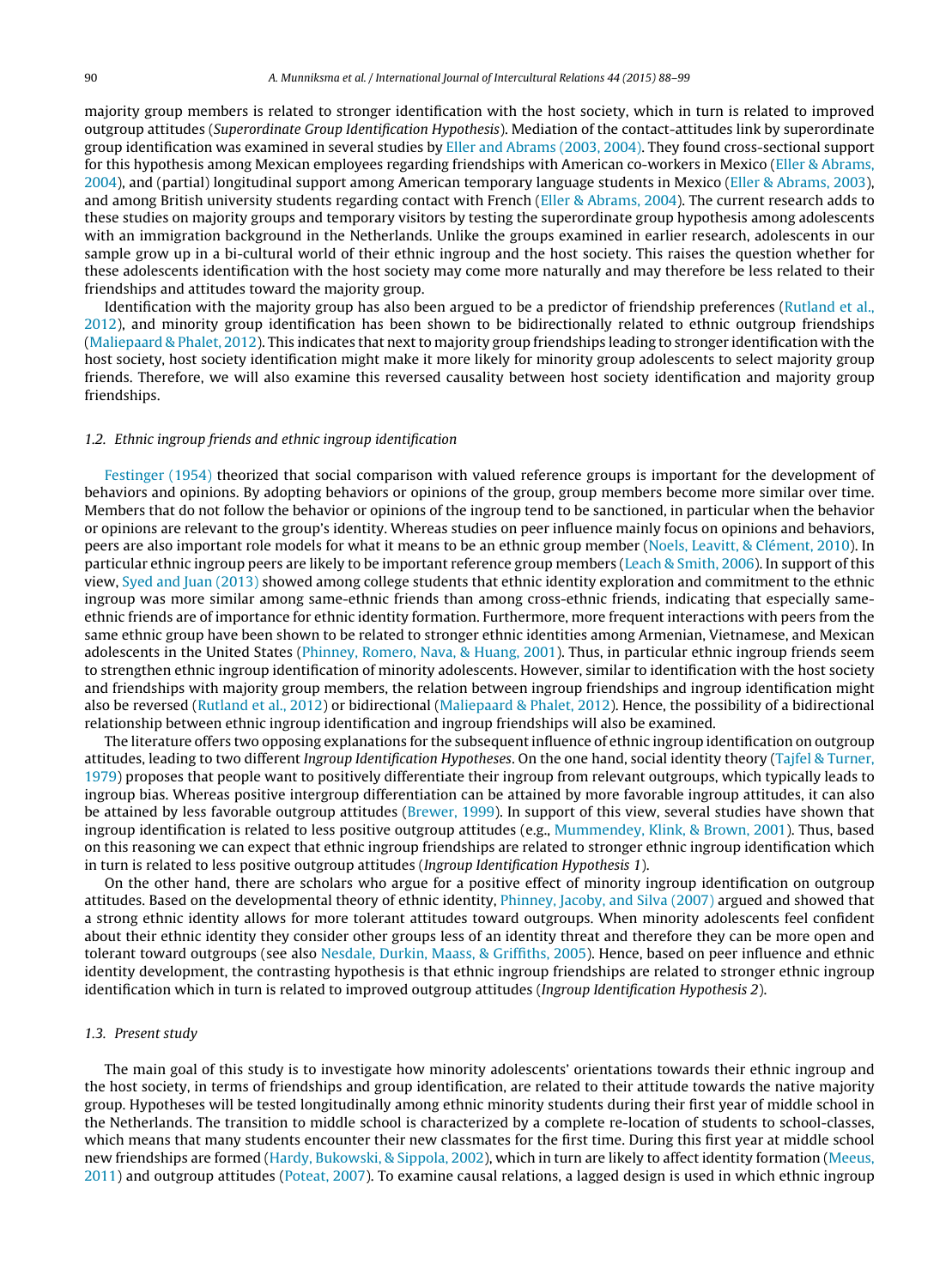majority group members is related to stronger identification with the host society, which in turn is related to improved outgroup attitudes (*Superordinate Group Identification Hypothesis*). Mediation of the contact-attitudes link by superordinate group identification was examined in several studies by Eller and Abrams (2003, 2004). They found cross-sectional support for this hypothesis among Mexican employees regarding friendships with American co-workers in Mexico (Eller & Abrams, 2004), and (partial) longitudinal support among American temporary language students in Mexico (Eller & Abrams, 2003), and among British university students regarding contact with French (Eller & Abrams, 2004). The current research adds to these studies on majority groups and temporary visitors by testing the superordinate group hypothesis among adolescents with an immigration background in the Netherlands. Unlike the groups examined in earlier research, adolescents in our sample grow up in a bi-cultural world of their ethnic ingroup and the host society. This raises the question whether for these adolescents identification with the host society may come more naturally and may therefore be less related to their friendships and attitudes toward the majority group.

Identification with the majority group has also been argued to be a predictor of friendship preferences (Rutland et al., 2012), and minority group identification has been shown to be bidirectionally related to ethnic outgroup friendships (Maliepaard & Phalet, 2012). This indicates that next to majority group friendships leading to stronger identification with the host society, host society identification might make it more likely for minority group adolescents to select majority group friends. Therefore, we will also examine this reversed causality between host society identification and majority group friendships.

### 1.2. Ethnic ingroup friends and ethnic ingroup identification

Festinger (1954) theorized that social comparison with valued reference groups is important for the development of behaviors and opinions. By adopting behaviors or opinions of the group, group members become more similar over time. Members that do not follow the behavior or opinions of the ingroup tend to be sanctioned, in particular when the behavior or opinions are relevant to the group's identity. Whereas studies on peer influence mainly focus on opinions and behaviors, peers are also important role models for what it means to be an ethnic group member (Noels, Leavitt, & Clément, 2010). In particular ethnic ingroup peers are likely to be important reference group members (Leach & Smith, 2006). In support of this view, Syed and Juan (2013) showed among college students that ethnic identity exploration and commitment to the ethnic ingroup was more similar among same-ethnic friends than among cross-ethnic friends, indicating that especially same-ethnic friends are of importance for ethnic identity formation. Furthermore, more frequent interactions with peers from the same ethnic group have been shown to be related to stronger ethnic identities among Armenian, Vietnamese, and Mexican adolescents in the United States (Phinney, Romero, Nava, & Huang, 2001). Thus, in particular ethnic ingroup friends seem to strengthen ethnic ingroup identification of minority adolescents. However, similar to identification with the host society and friendships with majority group members, the relation between ingroup friendships and ingroup identification might also be reversed (Rutland et al., 2012) or bidirectional (Maliepaard & Phalet, 2012). Hence, the possibility of a bidirectional relationship between ethnic ingroup identification and ingroup friendships will also be examined.

The literature offers two opposing explanations for the subsequent influence of ethnic ingroup identification on outgroup attitudes, leading to two different *Ingroup Identification Hypotheses*. On the one hand, social identity theory (Tajfel & Turner, 1979) proposes that people want to positively differentiate their ingroup from relevant outgroups, which typically leads to ingroup bias. Whereas positive intergroup differentiation can be attained by more favorable ingroup attitudes, it can also be attained by less favorable outgroup attitudes (Brewer, 1999). In support of this view, several studies have shown that ingroup identification is related to less positive outgroup attitudes (e.g., Mummendey, Klink, & Brown, 2001). Thus, based on this reasoning we can expect that ethnic ingroup friendships are related to stronger ethnic ingroup identification which in turn is related to less positive outgroup attitudes (*Ingroup Identification Hypothesis 1*).

On the other hand, there are scholars who argue for a positive effect of minority ingroup identification on outgroup attitudes. Based on the developmental theory of ethnic identity, Phinney, Jacoby, and Silva (2007) argued and showed that a strong ethnic identity allows for more tolerant attitudes toward outgroups. When minority adolescents feel confident about their ethnic identity they consider other groups less of an identity threat and therefore they can be more open and tolerant toward outgroups (see also Nesdale, Durkin, Maass, & Griffiths, 2005). Hence, based on peer influence and ethnic identity development, the contrasting hypothesis is that ethnic ingroup friendships are related to stronger ethnic ingroup identification which in turn is related to improved outgroup attitudes (*Ingroup Identification Hypothesis 2*).

### 1.3. Present study

The main goal of this study is to investigate how minority adolescents' orientations towards their ethnic ingroup and the host society, in terms of friendships and group identification, are related to their attitude towards the native majority group. Hypotheses will be tested longitudinally among ethnic minority students during their first year of middle school in the Netherlands. The transition to middle school is characterized by a complete re-location of students to school-classes, which means that many students encounter their new classmates for the first time. During this first year at middle school new friendships are formed (Hardy, Bukowski, & Sippola, 2002), which in turn are likely to affect identity formation (Meeus, 2011) and outgroup attitudes (Poteat, 2007). To examine causal relations, a lagged design is used in which ethnic ingroup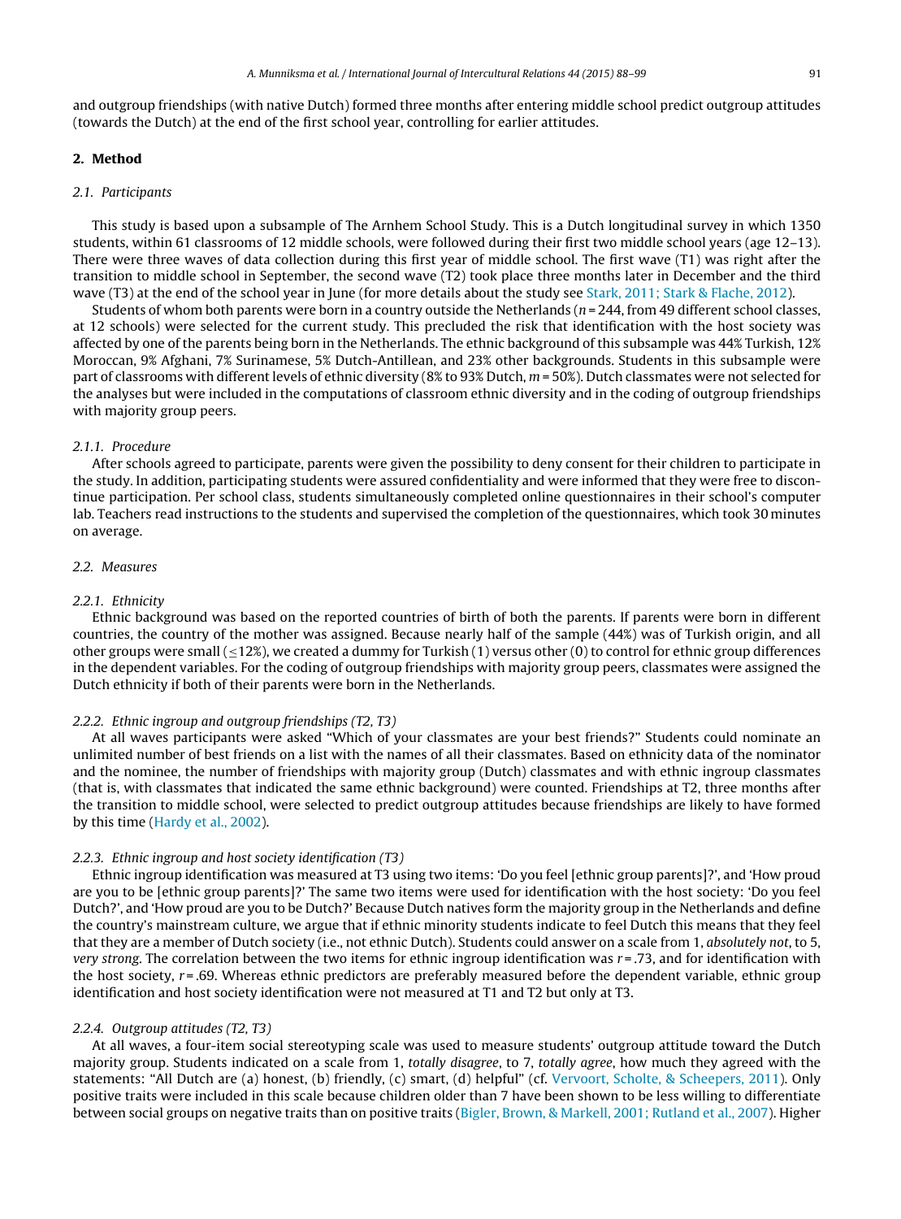and outgroup friendships (with native Dutch) formed three months after entering middle school predict outgroup attitudes (towards the Dutch) at the end of the first school year, controlling for earlier attitudes.

## 2. Method

### 2.1. Participants

This study is based upon a subsample of The Arnhem School Study. This is a Dutch longitudinal survey in which 1350 students, within 61 classrooms of 12 middle schools, were followed during their first two middle school years (age 12–13). There were three waves of data collection during this first year of middle school. The first wave (T1) was right after the transition to middle school in September, the second wave (T2) took place three months later in December and the third wave (T3) at the end of the school year in June (for more details about the study see Stark, 2011; Stark & Flache, 2012).

Students of whom both parents were born in a country outside the Netherlands ($n = 244$, from 49 different school classes, at 12 schools) were selected for the current study. This precluded the risk that identification with the host society was affected by one of the parents being born in the Netherlands. The ethnic background of this subsample was 44% Turkish, 12% Moroccan, 9% Afghani, 7% Surinamese, 5% Dutch-Antillean, and 23% other backgrounds. Students in this subsample were part of classrooms with different levels of ethnic diversity (8% to 93% Dutch, $m = 50\%$). Dutch classmates were not selected for the analyses but were included in the computations of classroom ethnic diversity and in the coding of outgroup friendships with majority group peers.

#### 2.1.1. Procedure

After schools agreed to participate, parents were given the possibility to deny consent for their children to participate in the study. In addition, participating students were assured confidentiality and were informed that they were free to discontinue participation. Per school class, students simultaneously completed online questionnaires in their school's computer lab. Teachers read instructions to the students and supervised the completion of the questionnaires, which took 30 minutes on average.

### 2.2. Measures

#### 2.2.1. Ethnicity

Ethnic background was based on the reported countries of birth of both the parents. If parents were born in different countries, the country of the mother was assigned. Because nearly half of the sample (44%) was of Turkish origin, and all other groups were small ($\leq$12%), we created a dummy for Turkish (1) versus other (0) to control for ethnic group differences in the dependent variables. For the coding of outgroup friendships with majority group peers, classmates were assigned the Dutch ethnicity if both of their parents were born in the Netherlands.

#### 2.2.2. Ethnic ingroup and outgroup friendships (T2, T3)

At all waves participants were asked "Which of your classmates are your best friends?" Students could nominate an unlimited number of best friends on a list with the names of all their classmates. Based on ethnicity data of the nominator and the nominee, the number of friendships with majority group (Dutch) classmates and with ethnic ingroup classmates (that is, with classmates that indicated the same ethnic background) were counted. Friendships at T2, three months after the transition to middle school, were selected to predict outgroup attitudes because friendships are likely to have formed by this time (Hardy et al., 2002).

#### 2.2.3. Ethnic ingroup and host society identification (T3)

Ethnic ingroup identification was measured at T3 using two items: 'Do you feel [ethnic group parents]?', and 'How proud are you to be [ethnic group parents]?' The same two items were used for identification with the host society: 'Do you feel Dutch?', and 'How proud are you to be Dutch?' Because Dutch natives form the majority group in the Netherlands and define the country's mainstream culture, we argue that if ethnic minority students indicate to feel Dutch this means that they feel that they are a member of Dutch society (i.e., not ethnic Dutch). Students could answer on a scale from 1, *absolutely not*, to 5, *very strong*. The correlation between the two items for ethnic ingroup identification was $r = .73$, and for identification with the host society, $r = .69$. Whereas ethnic predictors are preferably measured before the dependent variable, ethnic group identification and host society identification were not measured at T1 and T2 but only at T3.

#### 2.2.4. Outgroup attitudes (T2, T3)

At all waves, a four-item social stereotyping scale was used to measure students' outgroup attitude toward the Dutch majority group. Students indicated on a scale from 1, *totally disagree*, to 7, *totally agree*, how much they agreed with the statements: "All Dutch are (a) honest, (b) friendly, (c) smart, (d) helpful" (cf. Vervoort, Scholte, & Scheepers, 2011). Only positive traits were included in this scale because children older than 7 have been shown to be less willing to differentiate between social groups on negative traits than on positive traits (Bigler, Brown, & Markell, 2001; Rutland et al., 2007). Higher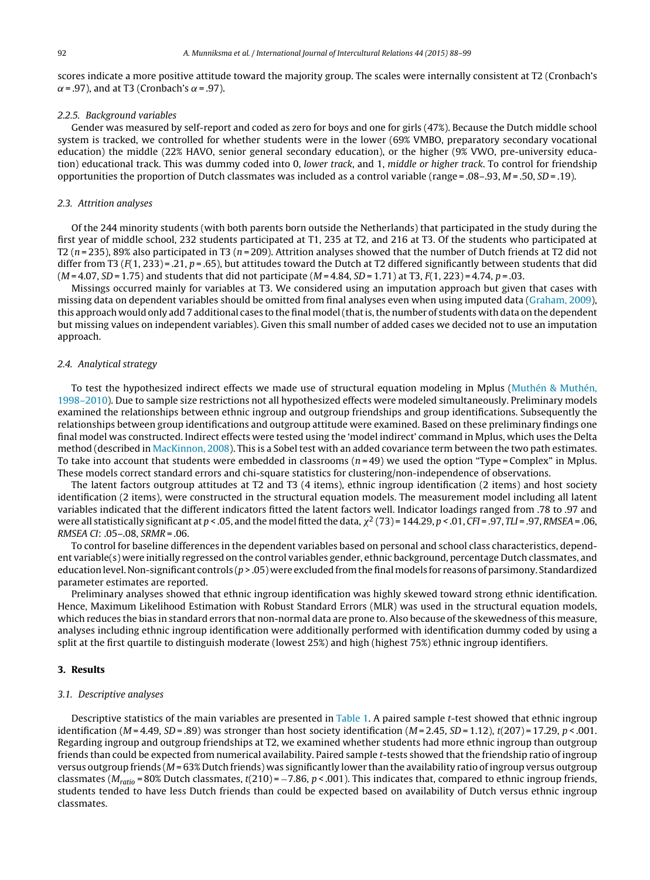scores indicate a more positive attitude toward the majority group. The scales were internally consistent at T2 (Cronbach's $\alpha = .97$), and at T3 (Cronbach's $\alpha = .97$).

#### 2.2.5. Background variables

Gender was measured by self-report and coded as zero for boys and one for girls (47%). Because the Dutch middle school system is tracked, we controlled for whether students were in the lower (69% VMBO, preparatory secondary vocational education) the middle (22% HAVO, senior general secondary education), or the higher (9% VWO, pre-university education) educational track. This was dummy coded into 0, *lower track*, and 1, *middle or higher track*. To control for friendship opportunities the proportion of Dutch classmates was included as a control variable (range = .08–.93, $M = .50$, $SD = .19$).

### 2.3. Attrition analyses

Of the 244 minority students (with both parents born outside the Netherlands) that participated in the study during the first year of middle school, 232 students participated at T1, 235 at T2, and 216 at T3. Of the students who participated at T2 ($n = 235$), 89% also participated in T3 ($n = 209$). Attrition analyses showed that the number of Dutch friends at T2 did not differ from T3 ($F(1, 233) = .21$, $p = .65$), but attitudes toward the Dutch at T2 differed significantly between students that did ($M = 4.07$, $SD = 1.75$) and students that did not participate ($M = 4.84$, $SD = 1.71$) at T3, $F(1, 223) = 4.74$, $p = .03$.

Missings occurred mainly for variables at T3. We considered using an imputation approach but given that cases with missing data on dependent variables should be omitted from final analyses even when using imputed data (Graham, 2009), this approach would only add 7 additional cases to the final model (that is, the number of students with data on the dependent but missing values on independent variables). Given this small number of added cases we decided not to use an imputation approach.

### 2.4. Analytical strategy

To test the hypothesized indirect effects we made use of structural equation modeling in Mplus (Muthén & Muthén, 1998–2010). Due to sample size restrictions not all hypothesized effects were modeled simultaneously. Preliminary models examined the relationships between ethnic ingroup and outgroup friendships and group identifications. Subsequently the relationships between group identifications and outgroup attitude were examined. Based on these preliminary findings one final model was constructed. Indirect effects were tested using the 'model indirect' command in Mplus, which uses the Delta method (described in MacKinnon, 2008). This is a Sobel test with an added covariance term between the two path estimates. To take into account that students were embedded in classrooms ($n = 49$) we used the option "Type = Complex" in Mplus. These models correct standard errors and chi-square statistics for clustering/non-independence of observations.

The latent factors outgroup attitudes at T2 and T3 (4 items), ethnic ingroup identification (2 items) and host society identification (2 items), were constructed in the structural equation models. The measurement model including all latent variables indicated that the different indicators fitted the latent factors well. Indicator loadings ranged from .78 to .97 and were all statistically significant at $p < .05$, and the model fitted the data, $\chi^2$ (73) = 144.29, $p < .01$, *CFI* = .97, *TLI* = .97, *RMSEA* = .06, *RMSEA CI*: .05–.08, *SRMR* = .06.

To control for baseline differences in the dependent variables based on personal and school class characteristics, dependent variable(s) were initially regressed on the control variables gender, ethnic background, percentage Dutch classmates, and education level. Non-significant controls ($p > .05$) were excluded from the final models for reasons of parsimony. Standardized parameter estimates are reported.

Preliminary analyses showed that ethnic ingroup identification was highly skewed toward strong ethnic identification. Hence, Maximum Likelihood Estimation with Robust Standard Errors (MLR) was used in the structural equation models, which reduces the bias in standard errors that non-normal data are prone to. Also because of the skewedness of this measure, analyses including ethnic ingroup identification were additionally performed with identification dummy coded by using a split at the first quartile to distinguish moderate (lowest 25%) and high (highest 75%) ethnic ingroup identifiers.

## 3. Results

### 3.1. Descriptive analyses

Descriptive statistics of the main variables are presented in Table 1. A paired sample *t*-test showed that ethnic ingroup identification ($M = 4.49$, $SD = .89$) was stronger than host society identification ($M = 2.45$, $SD = 1.12$), $t(207) = 17.29$, $p < .001$. Regarding ingroup and outgroup friendships at T2, we examined whether students had more ethnic ingroup than outgroup friends than could be expected from numerical availability. Paired sample *t*-tests showed that the friendship ratio of ingroup versus outgroup friends ($M = 63\%$ Dutch friends) was significantly lower than the availability ratio of ingroup versus outgroup classmates ($M_{ratio} = 80\%$ Dutch classmates, $t(210) = -7.86$, $p < .001$). This indicates that, compared to ethnic ingroup friends, students tended to have less Dutch friends than could be expected based on availability of Dutch versus ethnic ingroup classmates.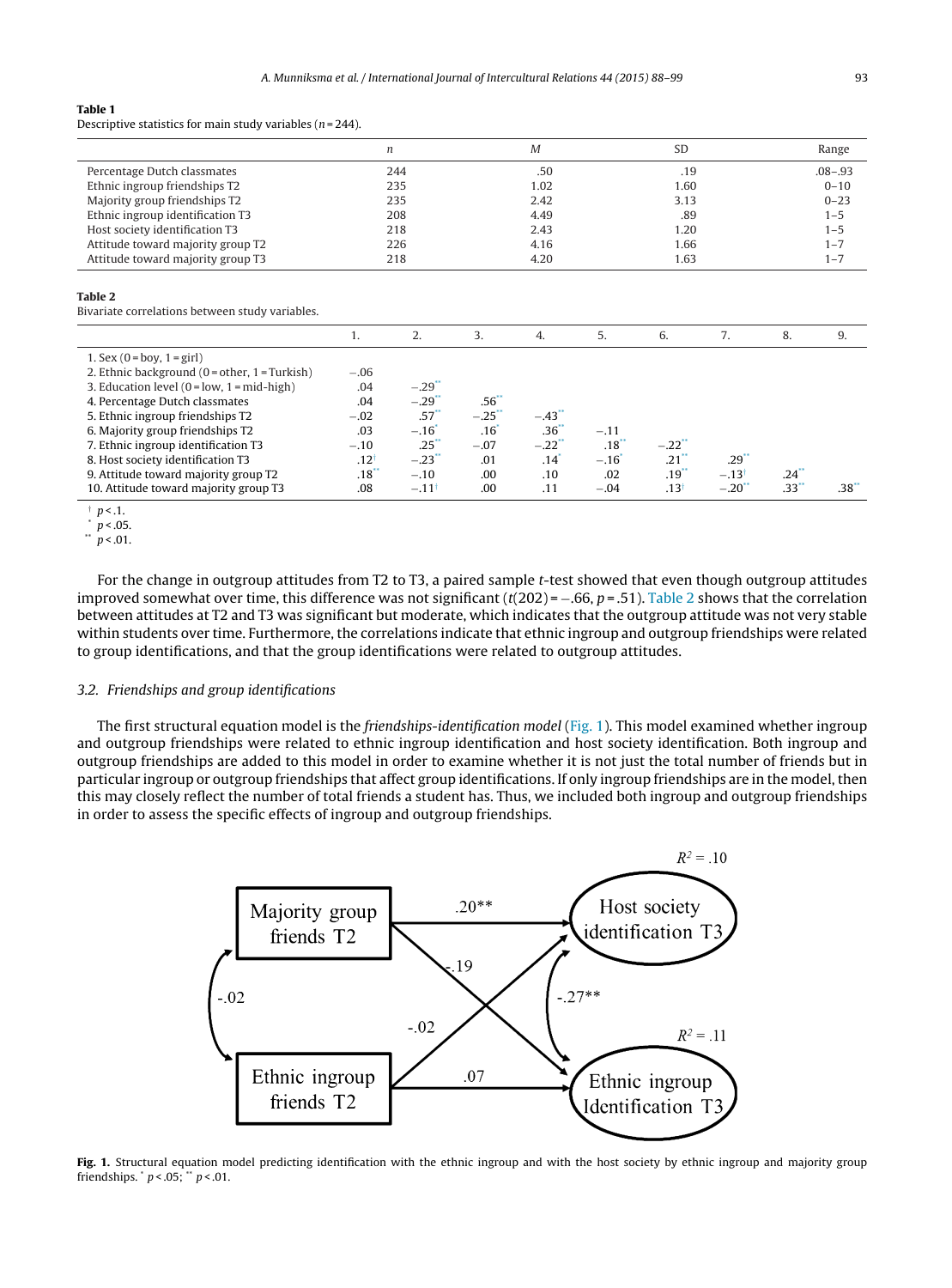**Table 1**
Descriptive statistics for main study variables ($n = 244$).

| | $n$ | $M$ | SD | Range |
|---|---|---|---|---|
| Percentage Dutch classmates | 244 | .50 | .19 | .08–.93 |
| Ethnic ingroup friendships T2 | 235 | 1.02 | 1.60 | 0–10 |
| Majority group friendships T2 | 235 | 2.42 | 3.13 | 0–23 |
| Ethnic ingroup identification T3 | 208 | 4.49 | .89 | 1–5 |
| Host society identification T3 | 218 | 2.43 | 1.20 | 1–5 |
| Attitude toward majority group T2 | 226 | 4.16 | 1.66 | 1–7 |
| Attitude toward majority group T3 | 218 | 4.20 | 1.63 | 1–7 |

**Table 2**
Bivariate correlations between study variables.

| | 1. | 2. | 3. | 4. | 5. | 6. | 7. | 8. | 9. |
|---|---|---|---|---|---|---|---|---|---|
| 1. Sex (0 = boy, 1 = girl) | | | | | | | | | |
| 2. Ethnic background (0 = other, 1 = Turkish) | −.06 | | | | | | | | |
| 3. Education level (0 = low, 1 = mid-high) | .04 | −.29** | | | | | | | |
| 4. Percentage Dutch classmates | .04 | −.29** | .56** | | | | | | |
| 5. Ethnic ingroup friendships T2 | −.02 | .57** | −.25** | −.43** | | | | | |
| 6. Majority group friendships T2 | .03 | −.16* | .16* | .36** | −.11 | | | | |
| 7. Ethnic ingroup identification T3 | −.10 | .25** | −.07 | −.22** | .18** | −.22** | | | |
| 8. Host society identification T3 | .12† | −.23** | .01 | .14* | −.16* | .21** | .29** | | |
| 9. Attitude toward majority group T2 | .18** | −.10 | .00 | .10 | .02 | .19** | −.13† | .24** | |
| 10. Attitude toward majority group T3 | .08 | −.11† | .00 | .11 | −.04 | .13† | −.20** | .33** | .38** |

† $p < .1$.
* $p < .05$.
** $p < .01$.

For the change in outgroup attitudes from T2 to T3, a paired sample $t$-test showed that even though outgroup attitudes improved somewhat over time, this difference was not significant ($t(202) = -.66$, $p = .51$). Table 2 shows that the correlation between attitudes at T2 and T3 was significant but moderate, which indicates that the outgroup attitude was not very stable within students over time. Furthermore, the correlations indicate that ethnic ingroup and outgroup friendships were related to group identifications, and that the group identifications were related to outgroup attitudes.

### 3.2. Friendships and group identifications

The first structural equation model is the *friendships-identification model* (Fig. 1). This model examined whether ingroup and outgroup friendships were related to ethnic ingroup identification and host society identification. Both ingroup and outgroup friendships are added to this model in order to examine whether it is not just the total number of friends but in particular ingroup or outgroup friendships that affect group identifications. If only ingroup friendships are in the model, then this may closely reflect the number of total friends a student has. Thus, we included both ingroup and outgroup friendships in order to assess the specific effects of ingroup and outgroup friendships.

**Fig. 1.** Structural equation model predicting identification with the ethnic ingroup and with the host society by ethnic ingroup and majority group friendships. * $p < .05$; ** $p < .01$.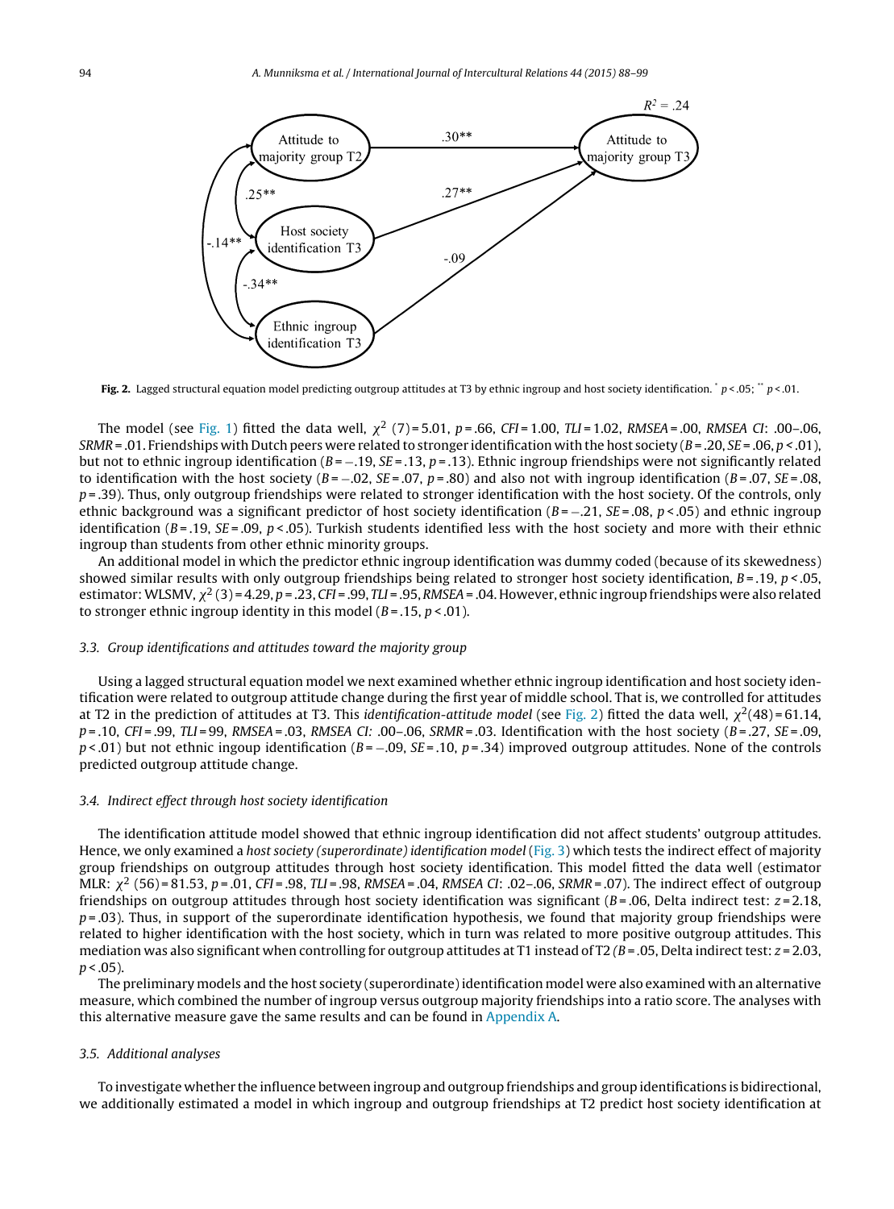Fig. 2. Lagged structural equation model predicting outgroup attitudes at T3 by ethnic ingroup and host society identification. * $p<.05$; ** $p<.01$.

The model (see Fig. 1) fitted the data well, $\chi^2$ (7) = 5.01, $p$ = .66, *CFI* = 1.00, *TLI* = 1.02, *RMSEA* = .00, *RMSEA CI*: .00–.06, *SRMR* = .01. Friendships with Dutch peers were related to stronger identification with the host society ($B$ = .20, $SE$ = .06, $p$ < .01), but not to ethnic ingroup identification ($B$ = −.19, $SE$ = .13, $p$ = .13). Ethnic ingroup friendships were not significantly related to identification with the host society ($B$ = −.02, $SE$ = .07, $p$ = .80) and also not with ingroup identification ($B$ = .07, $SE$ = .08, $p$ = .39). Thus, only outgroup friendships were related to stronger identification with the host society. Of the controls, only ethnic background was a significant predictor of host society identification ($B$ = −.21, $SE$ = .08, $p$ < .05) and ethnic ingroup identification ($B$ = .19, $SE$ = .09, $p$ < .05). Turkish students identified less with the host society and more with their ethnic ingroup than students from other ethnic minority groups.

An additional model in which the predictor ethnic ingroup identification was dummy coded (because of its skewedness) showed similar results with only outgroup friendships being related to stronger host society identification, $B$ = .19, $p$ < .05, estimator: WLSMV, $\chi^2$ (3) = 4.29, $p$ = .23, *CFI* = .99, *TLI* = .95, *RMSEA* = .04. However, ethnic ingroup friendships were also related to stronger ethnic ingroup identity in this model ($B$ = .15, $p$ < .01).

### 3.3. Group identifications and attitudes toward the majority group

Using a lagged structural equation model we next examined whether ethnic ingroup identification and host society identification were related to outgroup attitude change during the first year of middle school. That is, we controlled for attitudes at T2 in the prediction of attitudes at T3. This *identification-attitude model* (see Fig. 2) fitted the data well, $\chi^2$(48) = 61.14, $p$ = .10, *CFI* = .99, *TLI* = 99, *RMSEA* = .03, *RMSEA CI:* .00–.06, *SRMR* = .03. Identification with the host society ($B$ = .27, $SE$ = .09, $p$ < .01) but not ethnic ingoup identification ($B$ = −.09, $SE$ = .10, $p$ = .34) improved outgroup attitudes. None of the controls predicted outgroup attitude change.

### 3.4. Indirect effect through host society identification

The identification attitude model showed that ethnic ingroup identification did not affect students' outgroup attitudes. Hence, we only examined a *host society (superordinate) identification model* (Fig. 3) which tests the indirect effect of majority group friendships on outgroup attitudes through host society identification. This model fitted the data well (estimator MLR: $\chi^2$ (56) = 81.53, $p$ = .01, *CFI* = .98, *TLI* = .98, *RMSEA* = .04, *RMSEA CI*: .02–.06, *SRMR* = .07). The indirect effect of outgroup friendships on outgroup attitudes through host society identification was significant ($B$ = .06, Delta indirect test: $z$ = 2.18, $p$ = .03). Thus, in support of the superordinate identification hypothesis, we found that majority group friendships were related to higher identification with the host society, which in turn was related to more positive outgroup attitudes. This mediation was also significant when controlling for outgroup attitudes at T1 instead of T2 *(B* = .05, Delta indirect test: $z$ = 2.03, $p$ < .05).

The preliminary models and the host society (superordinate) identification model were also examined with an alternative measure, which combined the number of ingroup versus outgroup majority friendships into a ratio score. The analyses with this alternative measure gave the same results and can be found in Appendix A.

### 3.5. Additional analyses

To investigate whether the influence between ingroup and outgroup friendships and group identifications is bidirectional, we additionally estimated a model in which ingroup and outgroup friendships at T2 predict host society identification at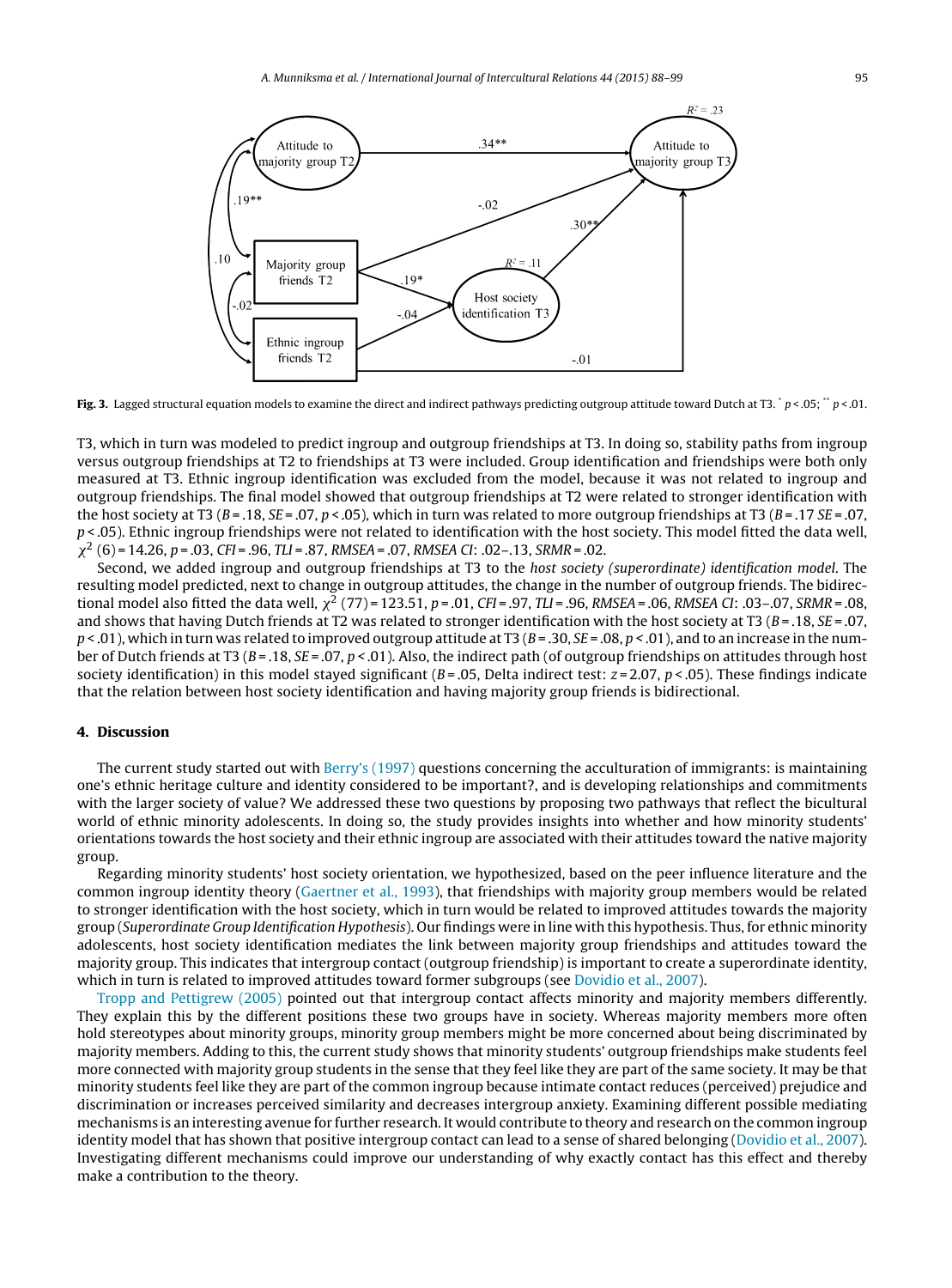Fig. 3. Lagged structural equation models to examine the direct and indirect pathways predicting outgroup attitude toward Dutch at T3. * $p < .05$; ** $p < .01$.

T3, which in turn was modeled to predict ingroup and outgroup friendships at T3. In doing so, stability paths from ingroup versus outgroup friendships at T2 to friendships at T3 were included. Group identification and friendships were both only measured at T3. Ethnic ingroup identification was excluded from the model, because it was not related to ingroup and outgroup friendships. The final model showed that outgroup friendships at T2 were related to stronger identification with the host society at T3 ($B = .18$, $SE = .07$, $p < .05$), which in turn was related to more outgroup friendships at T3 ($B = .17$ $SE = .07$, $p < .05$). Ethnic ingroup friendships were not related to identification with the host society. This model fitted the data well, $\chi^2$ (6) = 14.26, $p = .03$, $CFI = .96$, $TLI = .87$, $RMSEA = .07$, *RMSEA CI*: .02–.13, $SRMR = .02$.

Second, we added ingroup and outgroup friendships at T3 to the *host society (superordinate) identification model*. The resulting model predicted, next to change in outgroup attitudes, the change in the number of outgroup friends. The bidirectional model also fitted the data well, $\chi^2$ (77) = 123.51, $p = .01$, $CFI = .97$, $TLI = .96$, $RMSEA = .06$, *RMSEA CI*: .03–.07, $SRMR = .08$, and shows that having Dutch friends at T2 was related to stronger identification with the host society at T3 ($B = .18$, $SE = .07$, $p < .01$), which in turn was related to improved outgroup attitude at T3 ($B = .30$, $SE = .08$, $p < .01$), and to an increase in the number of Dutch friends at T3 ($B = .18$, $SE = .07$, $p < .01$). Also, the indirect path (of outgroup friendships on attitudes through host society identification) in this model stayed significant ($B = .05$, Delta indirect test: $z = 2.07$, $p < .05$). These findings indicate that the relation between host society identification and having majority group friends is bidirectional.

## 4. Discussion

The current study started out with Berry's (1997) questions concerning the acculturation of immigrants: is maintaining one's ethnic heritage culture and identity considered to be important?, and is developing relationships and commitments with the larger society of value? We addressed these two questions by proposing two pathways that reflect the bicultural world of ethnic minority adolescents. In doing so, the study provides insights into whether and how minority students' orientations towards the host society and their ethnic ingroup are associated with their attitudes toward the native majority group.

Regarding minority students' host society orientation, we hypothesized, based on the peer influence literature and the common ingroup identity theory (Gaertner et al., 1993), that friendships with majority group members would be related to stronger identification with the host society, which in turn would be related to improved attitudes towards the majority group (*Superordinate Group Identification Hypothesis*). Our findings were in line with this hypothesis. Thus, for ethnic minority adolescents, host society identification mediates the link between majority group friendships and attitudes toward the majority group. This indicates that intergroup contact (outgroup friendship) is important to create a superordinate identity, which in turn is related to improved attitudes toward former subgroups (see Dovidio et al., 2007).

Tropp and Pettigrew (2005) pointed out that intergroup contact affects minority and majority members differently. They explain this by the different positions these two groups have in society. Whereas majority members more often hold stereotypes about minority groups, minority group members might be more concerned about being discriminated by majority members. Adding to this, the current study shows that minority students' outgroup friendships make students feel more connected with majority group students in the sense that they feel like they are part of the same society. It may be that minority students feel like they are part of the common ingroup because intimate contact reduces (perceived) prejudice and discrimination or increases perceived similarity and decreases intergroup anxiety. Examining different possible mediating mechanisms is an interesting avenue for further research. It would contribute to theory and research on the common ingroup identity model that has shown that positive intergroup contact can lead to a sense of shared belonging (Dovidio et al., 2007). Investigating different mechanisms could improve our understanding of why exactly contact has this effect and thereby make a contribution to the theory.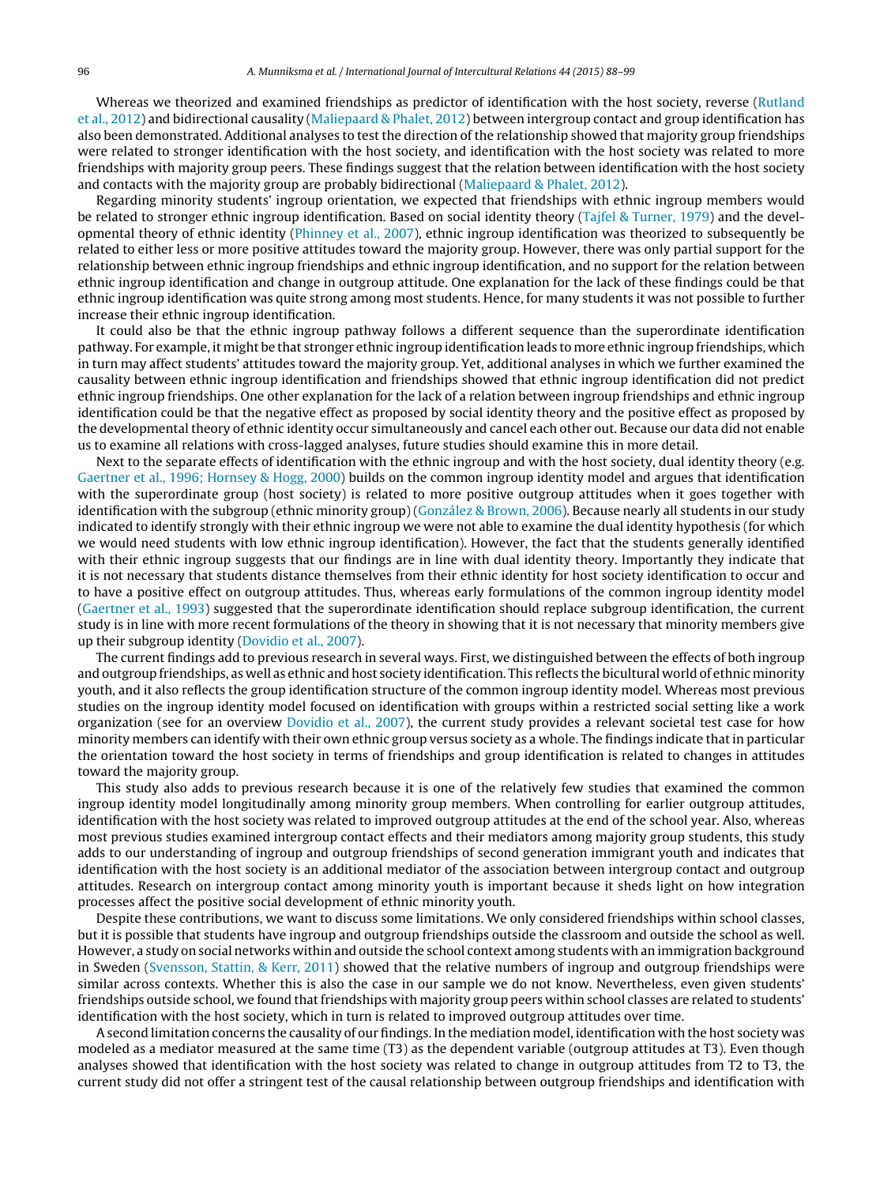Whereas we theorized and examined friendships as predictor of identification with the host society, reverse (Rutland et al., 2012) and bidirectional causality (Maliepaard & Phalet, 2012) between intergroup contact and group identification has also been demonstrated. Additional analyses to test the direction of the relationship showed that majority group friendships were related to stronger identification with the host society, and identification with the host society was related to more friendships with majority group peers. These findings suggest that the relation between identification with the host society and contacts with the majority group are probably bidirectional (Maliepaard & Phalet, 2012).

Regarding minority students' ingroup orientation, we expected that friendships with ethnic ingroup members would be related to stronger ethnic ingroup identification. Based on social identity theory (Tajfel & Turner, 1979) and the developmental theory of ethnic identity (Phinney et al., 2007), ethnic ingroup identification was theorized to subsequently be related to either less or more positive attitudes toward the majority group. However, there was only partial support for the relationship between ethnic ingroup friendships and ethnic ingroup identification, and no support for the relation between ethnic ingroup identification and change in outgroup attitude. One explanation for the lack of these findings could be that ethnic ingroup identification was quite strong among most students. Hence, for many students it was not possible to further increase their ethnic ingroup identification.

It could also be that the ethnic ingroup pathway follows a different sequence than the superordinate identification pathway. For example, it might be that stronger ethnic ingroup identification leads to more ethnic ingroup friendships, which in turn may affect students' attitudes toward the majority group. Yet, additional analyses in which we further examined the causality between ethnic ingroup identification and friendships showed that ethnic ingroup identification did not predict ethnic ingroup friendships. One other explanation for the lack of a relation between ingroup friendships and ethnic ingroup identification could be that the negative effect as proposed by social identity theory and the positive effect as proposed by the developmental theory of ethnic identity occur simultaneously and cancel each other out. Because our data did not enable us to examine all relations with cross-lagged analyses, future studies should examine this in more detail.

Next to the separate effects of identification with the ethnic ingroup and with the host society, dual identity theory (e.g. Gaertner et al., 1996; Hornsey & Hogg, 2000) builds on the common ingroup identity model and argues that identification with the superordinate group (host society) is related to more positive outgroup attitudes when it goes together with identification with the subgroup (ethnic minority group) (González & Brown, 2006). Because nearly all students in our study indicated to identify strongly with their ethnic ingroup we were not able to examine the dual identity hypothesis (for which we would need students with low ethnic ingroup identification). However, the fact that the students generally identified with their ethnic ingroup suggests that our findings are in line with dual identity theory. Importantly they indicate that it is not necessary that students distance themselves from their ethnic identity for host society identification to occur and to have a positive effect on outgroup attitudes. Thus, whereas early formulations of the common ingroup identity model (Gaertner et al., 1993) suggested that the superordinate identification should replace subgroup identification, the current study is in line with more recent formulations of the theory in showing that it is not necessary that minority members give up their subgroup identity (Dovidio et al., 2007).

The current findings add to previous research in several ways. First, we distinguished between the effects of both ingroup and outgroup friendships, as well as ethnic and host society identification. This reflects the bicultural world of ethnic minority youth, and it also reflects the group identification structure of the common ingroup identity model. Whereas most previous studies on the ingroup identity model focused on identification with groups within a restricted social setting like a work organization (see for an overview Dovidio et al., 2007), the current study provides a relevant societal test case for how minority members can identify with their own ethnic group versus society as a whole. The findings indicate that in particular the orientation toward the host society in terms of friendships and group identification is related to changes in attitudes toward the majority group.

This study also adds to previous research because it is one of the relatively few studies that examined the common ingroup identity model longitudinally among minority group members. When controlling for earlier outgroup attitudes, identification with the host society was related to improved outgroup attitudes at the end of the school year. Also, whereas most previous studies examined intergroup contact effects and their mediators among majority group students, this study adds to our understanding of ingroup and outgroup friendships of second generation immigrant youth and indicates that identification with the host society is an additional mediator of the association between intergroup contact and outgroup attitudes. Research on intergroup contact among minority youth is important because it sheds light on how integration processes affect the positive social development of ethnic minority youth.

Despite these contributions, we want to discuss some limitations. We only considered friendships within school classes, but it is possible that students have ingroup and outgroup friendships outside the classroom and outside the school as well. However, a study on social networks within and outside the school context among students with an immigration background in Sweden (Svensson, Stattin, & Kerr, 2011) showed that the relative numbers of ingroup and outgroup friendships were similar across contexts. Whether this is also the case in our sample we do not know. Nevertheless, even given students' friendships outside school, we found that friendships with majority group peers within school classes are related to students' identification with the host society, which in turn is related to improved outgroup attitudes over time.

A second limitation concerns the causality of our findings. In the mediation model, identification with the host society was modeled as a mediator measured at the same time (T3) as the dependent variable (outgroup attitudes at T3). Even though analyses showed that identification with the host society was related to change in outgroup attitudes from T2 to T3, the current study did not offer a stringent test of the causal relationship between outgroup friendships and identification with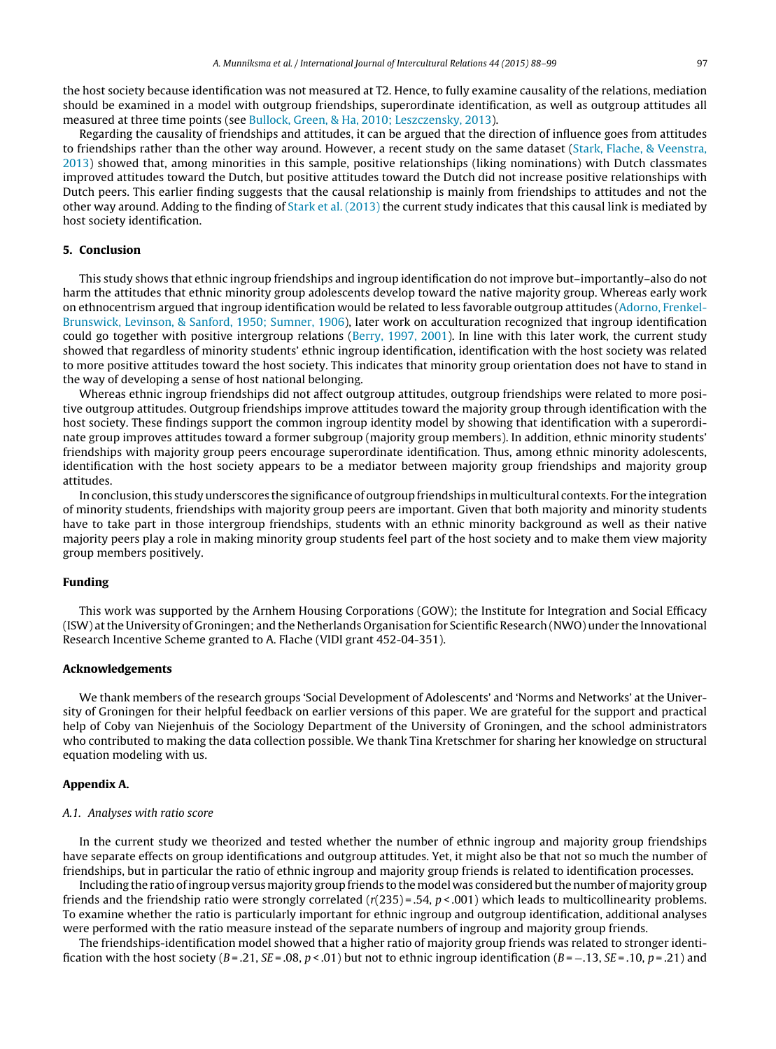the host society because identification was not measured at T2. Hence, to fully examine causality of the relations, mediation should be examined in a model with outgroup friendships, superordinate identification, as well as outgroup attitudes all measured at three time points (see Bullock, Green, & Ha, 2010; Leszczensky, 2013).

Regarding the causality of friendships and attitudes, it can be argued that the direction of influence goes from attitudes to friendships rather than the other way around. However, a recent study on the same dataset (Stark, Flache, & Veenstra, 2013) showed that, among minorities in this sample, positive relationships (liking nominations) with Dutch classmates improved attitudes toward the Dutch, but positive attitudes toward the Dutch did not increase positive relationships with Dutch peers. This earlier finding suggests that the causal relationship is mainly from friendships to attitudes and not the other way around. Adding to the finding of Stark et al. (2013) the current study indicates that this causal link is mediated by host society identification.

## 5. Conclusion

This study shows that ethnic ingroup friendships and ingroup identification do not improve but–importantly–also do not harm the attitudes that ethnic minority group adolescents develop toward the native majority group. Whereas early work on ethnocentrism argued that ingroup identification would be related to less favorable outgroup attitudes (Adorno, Frenkel-Brunswick, Levinson, & Sanford, 1950; Sumner, 1906), later work on acculturation recognized that ingroup identification could go together with positive intergroup relations (Berry, 1997, 2001). In line with this later work, the current study showed that regardless of minority students' ethnic ingroup identification, identification with the host society was related to more positive attitudes toward the host society. This indicates that minority group orientation does not have to stand in the way of developing a sense of host national belonging.

Whereas ethnic ingroup friendships did not affect outgroup attitudes, outgroup friendships were related to more positive outgroup attitudes. Outgroup friendships improve attitudes toward the majority group through identification with the host society. These findings support the common ingroup identity model by showing that identification with a superordinate group improves attitudes toward a former subgroup (majority group members). In addition, ethnic minority students' friendships with majority group peers encourage superordinate identification. Thus, among ethnic minority adolescents, identification with the host society appears to be a mediator between majority group friendships and majority group attitudes.

In conclusion, this study underscores the significance of outgroup friendships in multicultural contexts. For the integration of minority students, friendships with majority group peers are important. Given that both majority and minority students have to take part in those intergroup friendships, students with an ethnic minority background as well as their native majority peers play a role in making minority group students feel part of the host society and to make them view majority group members positively.

### Funding

This work was supported by the Arnhem Housing Corporations (GOW); the Institute for Integration and Social Efficacy (ISW) at the University of Groningen; and the Netherlands Organisation for Scientific Research (NWO) under the Innovational Research Incentive Scheme granted to A. Flache (VIDI grant 452-04-351).

### Acknowledgements

We thank members of the research groups 'Social Development of Adolescents' and 'Norms and Networks' at the University of Groningen for their helpful feedback on earlier versions of this paper. We are grateful for the support and practical help of Coby van Niejenhuis of the Sociology Department of the University of Groningen, and the school administrators who contributed to making the data collection possible. We thank Tina Kretschmer for sharing her knowledge on structural equation modeling with us.

### Appendix A.

*A.1. Analyses with ratio score*

In the current study we theorized and tested whether the number of ethnic ingroup and majority group friendships have separate effects on group identifications and outgroup attitudes. Yet, it might also be that not so much the number of friendships, but in particular the ratio of ethnic ingroup and majority group friends is related to identification processes.

Including the ratio of ingroup versus majority group friends to the model was considered but the number of majority group friends and the friendship ratio were strongly correlated ($r(235) = .54$, $p < .001$) which leads to multicollinearity problems. To examine whether the ratio is particularly important for ethnic ingroup and outgroup identification, additional analyses were performed with the ratio measure instead of the separate numbers of ingroup and majority group friends.

The friendships-identification model showed that a higher ratio of majority group friends was related to stronger identification with the host society ($B = .21$, $SE = .08$, $p < .01$) but not to ethnic ingroup identification ($B = -.13$, $SE = .10$, $p = .21$) and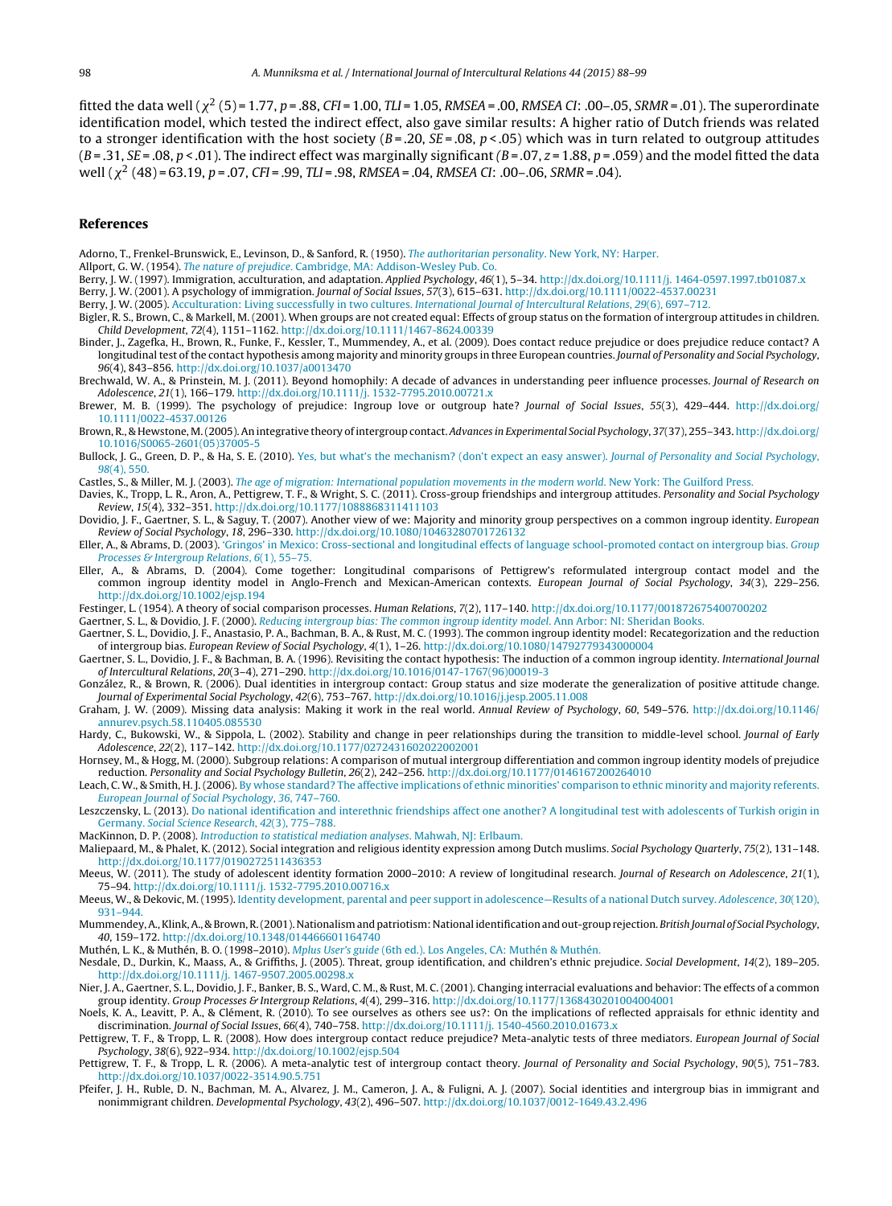fitted the data well ($\chi^2$ (5) = 1.77, $p$ = .88, $CFI$ = 1.00, $TLI$ = 1.05, $RMSEA$ = .00, $RMSEA$ $CI$: .00–.05, $SRMR$ = .01). The superordinate identification model, which tested the indirect effect, also gave similar results: A higher ratio of Dutch friends was related to a stronger identification with the host society ($B$ = .20, $SE$ = .08, $p$ < .05) which was in turn related to outgroup attitudes ($B$ = .31, $SE$ = .08, $p$ < .01). The indirect effect was marginally significant ($B$ = .07, $z$ = 1.88, $p$ = .059) and the model fitted the data well ($\chi^2$ (48) = 63.19, $p$ = .07, $CFI$ = .99, $TLI$ = .98, $RMSEA$ = .04, $RMSEA$ $CI$: .00–.06, $SRMR$ = .04).

## References

Adorno, T., Frenkel-Brunswick, E., Levinson, D., & Sanford, R. (1950). *The authoritarian personality*. New York, NY: Harper.

Allport, G. W. (1954). *The nature of prejudice*. Cambridge, MA: Addison-Wesley Pub. Co.

Berry, J. W. (1997). Immigration, acculturation, and adaptation. *Applied Psychology*, *46*(1), 5–34. http://dx.doi.org/10.1111/j. 1464-0597.1997.tb01087.x

Berry, J. W. (2001). A psychology of immigration. *Journal of Social Issues*, *57*(3), 615–631. http://dx.doi.org/10.1111/0022-4537.00231

Berry, J. W. (2005). Acculturation: Living successfully in two cultures. *International Journal of Intercultural Relations*, *29*(6), 697–712.

Bigler, R. S., Brown, C., & Markell, M. (2001). When groups are not created equal: Effects of group status on the formation of intergroup attitudes in children. *Child Development*, *72*(4), 1151–1162. http://dx.doi.org/10.1111/1467-8624.00339

Binder, J., Zagefka, H., Brown, R., Funke, F., Kessler, T., Mummendey, A., et al. (2009). Does contact reduce prejudice or does prejudice reduce contact? A longitudinal test of the contact hypothesis among majority and minority groups in three European countries. *Journal of Personality and Social Psychology*, *96*(4), 843–856. http://dx.doi.org/10.1037/a0013470

Brechwald, W. A., & Prinstein, M. J. (2011). Beyond homophily: A decade of advances in understanding peer influence processes. *Journal of Research on Adolescence*, *21*(1), 166–179. http://dx.doi.org/10.1111/j. 1532-7795.2010.00721.x

Brewer, M. B. (1999). The psychology of prejudice: Ingroup love or outgroup hate? *Journal of Social Issues*, *55*(3), 429–444. http://dx.doi.org/10.1111/0022-4537.00126

Brown, R., & Hewstone, M. (2005). An integrative theory of intergroup contact. *Advances in Experimental Social Psychology*, *37*(37), 255–343. http://dx.doi.org/10.1016/S0065-2601(05)37005-5

Bullock, J. G., Green, D. P., & Ha, S. E. (2010). Yes, but what's the mechanism? (don't expect an easy answer). *Journal of Personality and Social Psychology*, *98*(4), 550.

Castles, S., & Miller, M. J. (2003). *The age of migration: International population movements in the modern world*. New York: The Guilford Press.

Davies, K., Tropp, L. R., Aron, A., Pettigrew, T. F., & Wright, S. C. (2011). Cross-group friendships and intergroup attitudes. *Personality and Social Psychology Review*, *15*(4), 332–351. http://dx.doi.org/10.1177/1088868311411103

Dovidio, J. F., Gaertner, S. L., & Saguy, T. (2007). Another view of we: Majority and minority group perspectives on a common ingroup identity. *European Review of Social Psychology*, *18*, 296–330. http://dx.doi.org/10.1080/10463280701726132

Eller, A., & Abrams, D. (2003). 'Gringos' in Mexico: Cross-sectional and longitudinal effects of language school-promoted contact on intergroup bias. *Group Processes & Intergroup Relations*, *6*(1), 55–75.

Eller, A., & Abrams, D. (2004). Come together: Longitudinal comparisons of Pettigrew's reformulated intergroup contact model and the common ingroup identity model in Anglo-French and Mexican-American contexts. *European Journal of Social Psychology*, *34*(3), 229–256. http://dx.doi.org/10.1002/ejsp.194

Festinger, L. (1954). A theory of social comparison processes. *Human Relations*, *7*(2), 117–140. http://dx.doi.org/10.1177/001872675400700202

Gaertner, S. L., & Dovidio, J. F. (2000). *Reducing intergroup bias: The common ingroup identity model*. Ann Arbor: NI: Sheridan Books.

Gaertner, S. L., Dovidio, J. F., Anastasio, P. A., Bachman, B. A., & Rust, M. C. (1993). The common ingroup identity model: Recategorization and the reduction of intergroup bias. *European Review of Social Psychology*, *4*(1), 1–26. http://dx.doi.org/10.1080/14792779343000004

Gaertner, S. L., Dovidio, J. F., & Bachman, B. A. (1996). Revisiting the contact hypothesis: The induction of a common ingroup identity. *International Journal of Intercultural Relations*, *20*(3–4), 271–290. http://dx.doi.org/10.1016/0147-1767(96)00019-3

González, R., & Brown, R. (2006). Dual identities in intergroup contact: Group status and size moderate the generalization of positive attitude change. *Journal of Experimental Social Psychology*, *42*(6), 753–767. http://dx.doi.org/10.1016/j.jesp.2005.11.008

Graham, J. W. (2009). Missing data analysis: Making it work in the real world. *Annual Review of Psychology*, *60*, 549–576. http://dx.doi.org/10.1146/annurev.psych.58.110405.085530

Hardy, C., Bukowski, W., & Sippola, L. (2002). Stability and change in peer relationships during the transition to middle-level school. *Journal of Early Adolescence*, *22*(2), 117–142. http://dx.doi.org/10.1177/0272431602022002001

Hornsey, M., & Hogg, M. (2000). Subgroup relations: A comparison of mutual intergroup differentiation and common ingroup identity models of prejudice reduction. *Personality and Social Psychology Bulletin*, *26*(2), 242–256. http://dx.doi.org/10.1177/0146167200264010

Leach, C. W., & Smith, H. J. (2006). By whose standard? The affective implications of ethnic minorities' comparison to ethnic minority and majority referents. *European Journal of Social Psychology*, *36*, 747–760.

Leszczensky, L. (2013). Do national identification and interethnic friendships affect one another? A longitudinal test with adolescents of Turkish origin in Germany. *Social Science Research*, *42*(3), 775–788.

MacKinnon, D. P. (2008). *Introduction to statistical mediation analyses*. Mahwah, NJ: Erlbaum.

Maliepaard, M., & Phalet, K. (2012). Social integration and religious identity expression among Dutch muslims. *Social Psychology Quarterly*, *75*(2), 131–148. http://dx.doi.org/10.1177/0190272511436353

Meeus, W. (2011). The study of adolescent identity formation 2000–2010: A review of longitudinal research. *Journal of Research on Adolescence*, *21*(1), 75–94. http://dx.doi.org/10.1111/j. 1532-7795.2010.00716.x

Meeus, W., & Dekovic, M. (1995). Identity development, parental and peer support in adolescence—Results of a national Dutch survey. *Adolescence*, *30*(120), 931–944.

Mummendey, A., Klink, A., & Brown, R. (2001). Nationalism and patriotism: National identification and out-group rejection. *British Journal of Social Psychology*, *40*, 159–172. http://dx.doi.org/10.1348/014466601164740

Muthén, L. K., & Muthén, B. O. (1998–2010). *Mplus User's guide* (6th ed.). Los Angeles, CA: Muthén & Muthén.

Nesdale, D., Durkin, K., Maass, A., & Griffiths, J. (2005). Threat, group identification, and children's ethnic prejudice. *Social Development*, *14*(2), 189–205. http://dx.doi.org/10.1111/j. 1467-9507.2005.00298.x

Nier, J. A., Gaertner, S. L., Dovidio, J. F., Banker, B. S., Ward, C. M., & Rust, M. C. (2001). Changing interracial evaluations and behavior: The effects of a common group identity. *Group Processes & Intergroup Relations*, *4*(4), 299–316. http://dx.doi.org/10.1177/1368430201004004001

Noels, K. A., Leavitt, P. A., & Clément, R. (2010). To see ourselves as others see us?: On the implications of reflected appraisals for ethnic identity and discrimination. *Journal of Social Issues*, *66*(4), 740–758. http://dx.doi.org/10.1111/j. 1540-4560.2010.01673.x

Pettigrew, T. F., & Tropp, L. R. (2008). How does intergroup contact reduce prejudice? Meta-analytic tests of three mediators. *European Journal of Social Psychology*, *38*(6), 922–934. http://dx.doi.org/10.1002/ejsp.504

Pettigrew, T. F., & Tropp, L. R. (2006). A meta-analytic test of intergroup contact theory. *Journal of Personality and Social Psychology*, *90*(5), 751–783. http://dx.doi.org/10.1037/0022-3514.90.5.751

Pfeifer, J. H., Ruble, D. N., Bachman, M. A., Alvarez, J. M., Cameron, J. A., & Fuligni, A. J. (2007). Social identities and intergroup bias in immigrant and nonimmigrant children. *Developmental Psychology*, *43*(2), 496–507. http://dx.doi.org/10.1037/0012-1649.43.2.496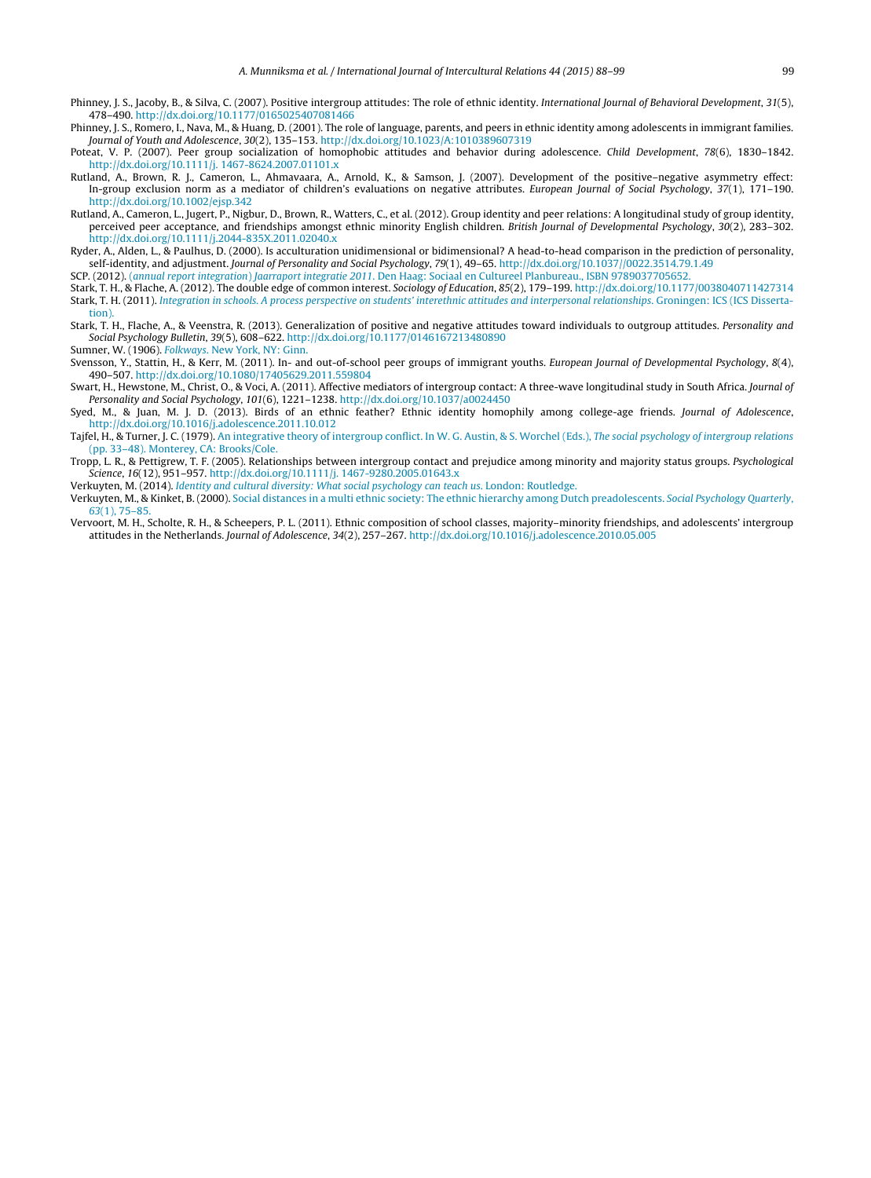Phinney, J. S., Jacoby, B., & Silva, C. (2007). Positive intergroup attitudes: The role of ethnic identity. *International Journal of Behavioral Development*, *31*(5), 478–490. http://dx.doi.org/10.1177/0165025407081466

Phinney, J. S., Romero, I., Nava, M., & Huang, D. (2001). The role of language, parents, and peers in ethnic identity among adolescents in immigrant families. *Journal of Youth and Adolescence*, *30*(2), 135–153. http://dx.doi.org/10.1023/A:1010389607319

Poteat, V. P. (2007). Peer group socialization of homophobic attitudes and behavior during adolescence. *Child Development*, *78*(6), 1830–1842. http://dx.doi.org/10.1111/j. 1467-8624.2007.01101.x

Rutland, A., Brown, R. J., Cameron, L., Ahmavaara, A., Arnold, K., & Samson, J. (2007). Development of the positive–negative asymmetry effect: In-group exclusion norm as a mediator of children's evaluations on negative attributes. *European Journal of Social Psychology*, *37*(1), 171–190. http://dx.doi.org/10.1002/ejsp.342

Rutland, A., Cameron, L., Jugert, P., Nigbur, D., Brown, R., Watters, C., et al. (2012). Group identity and peer relations: A longitudinal study of group identity, perceived peer acceptance, and friendships amongst ethnic minority English children. *British Journal of Developmental Psychology*, *30*(2), 283–302. http://dx.doi.org/10.1111/j.2044-835X.2011.02040.x

Ryder, A., Alden, L., & Paulhus, D. (2000). Is acculturation unidimensional or bidimensional? A head-to-head comparison in the prediction of personality, self-identity, and adjustment. *Journal of Personality and Social Psychology*, *79*(1), 49–65. http://dx.doi.org/10.1037//0022.3514.79.1.49

SCP. (2012). *(annual report integration) Jaarraport integratie 2011*. Den Haag: Sociaal en Cultureel Planbureau., ISBN 9789037705652.

Stark, T. H., & Flache, A. (2012). The double edge of common interest. *Sociology of Education*, *85*(2), 179–199. http://dx.doi.org/10.1177/0038040711427314

Stark, T. H. (2011). *Integration in schools. A process perspective on students' interethnic attitudes and interpersonal relationships*. Groningen: ICS (ICS Dissertation).

Stark, T. H., Flache, A., & Veenstra, R. (2013). Generalization of positive and negative attitudes toward individuals to outgroup attitudes. *Personality and Social Psychology Bulletin*, *39*(5), 608–622. http://dx.doi.org/10.1177/0146167213480890

Sumner, W. (1906). *Folkways*. New York, NY: Ginn.

Svensson, Y., Stattin, H., & Kerr, M. (2011). In- and out-of-school peer groups of immigrant youths. *European Journal of Developmental Psychology*, *8*(4), 490–507. http://dx.doi.org/10.1080/17405629.2011.559804

Swart, H., Hewstone, M., Christ, O., & Voci, A. (2011). Affective mediators of intergroup contact: A three-wave longitudinal study in South Africa. *Journal of Personality and Social Psychology*, *101*(6), 1221–1238. http://dx.doi.org/10.1037/a0024450

Syed, M., & Juan, M. J. D. (2013). Birds of an ethnic feather? Ethnic identity homophily among college-age friends. *Journal of Adolescence*, http://dx.doi.org/10.1016/j.adolescence.2011.10.012

Tajfel, H., & Turner, J. C. (1979). An integrative theory of intergroup conflict. In W. G. Austin, & S. Worchel (Eds.), *The social psychology of intergroup relations* (pp. 33–48). Monterey, CA: Brooks/Cole.

Tropp, L. R., & Pettigrew, T. F. (2005). Relationships between intergroup contact and prejudice among minority and majority status groups. *Psychological Science*, *16*(12), 951–957. http://dx.doi.org/10.1111/j. 1467-9280.2005.01643.x

Verkuyten, M. (2014). *Identity and cultural diversity: What social psychology can teach us*. London: Routledge.

Verkuyten, M., & Kinket, B. (2000). Social distances in a multi ethnic society: The ethnic hierarchy among Dutch preadolescents. *Social Psychology Quarterly*, *63*(1), 75–85.

Vervoort, M. H., Scholte, R. H., & Scheepers, P. L. (2011). Ethnic composition of school classes, majority–minority friendships, and adolescents' intergroup attitudes in the Netherlands. *Journal of Adolescence*, *34*(2), 257–267. http://dx.doi.org/10.1016/j.adolescence.2010.05.005